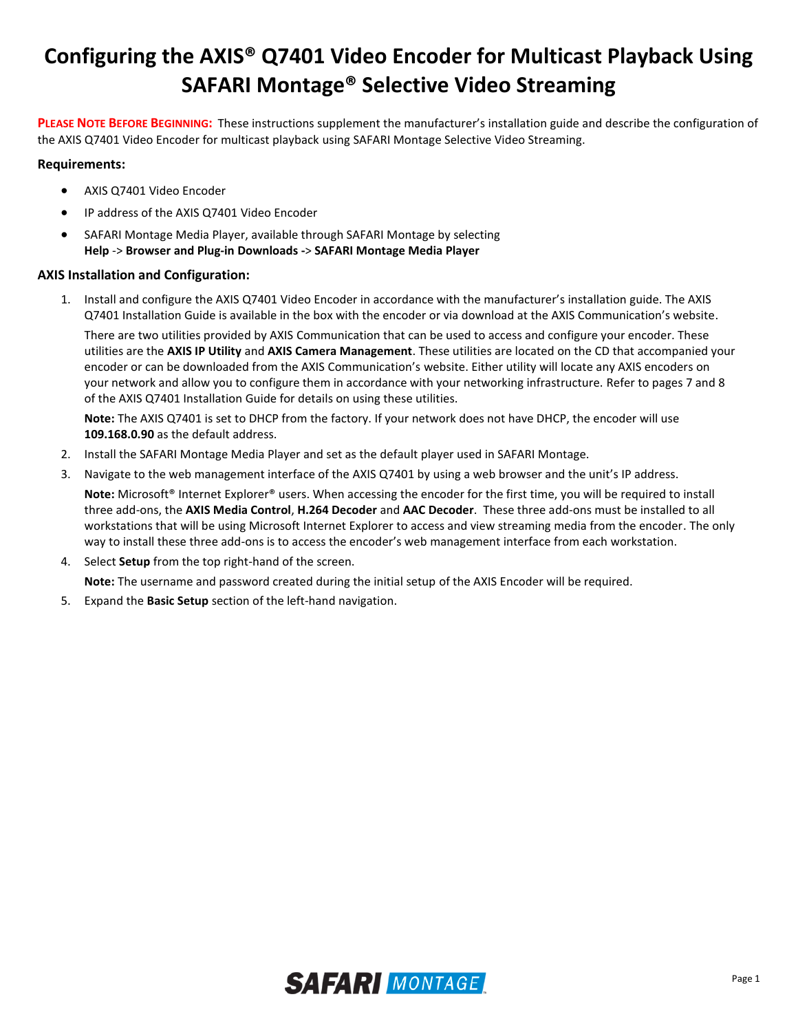# Configuring the AXIS® Q7401 Video Encoder for Multicast Playback Using SAFARI Montage® Selective Video Streaming

**PLEASE NOTE BEFORE BEGINNING:** These instructions supplement the manufacturer's installation guide and describe the configuration of the AXIS Q7401 Video Encoder for multicast playback using SAFARI Montage Selective Video Streaming.

### Requirements:

- AXIS Q7401 Video Encoder
- IP address of the AXIS Q7401 Video Encoder
- SAFARI Montage Media Player, available through SAFARI Montage by selecting **Help** -> **Browser and Plug-in Downloads** -> **SAFARI Montage Media Player**

### AXIS Installation and Configuration:

1. Install and configure the AXIS Q7401 Video Encoder in accordance with the manufacturer's installation guide. The AXIS Q7401 Installation Guide is available in the box with the encoder or via download at the AXIS Communication's website.

   There are two utilities provided by AXIS Communication that can be used to access and configure your encoder. These utilities are the **AXIS IP Utility** and **AXIS Camera Management**. These utilities are located on the CD that accompanied your encoder or can be downloaded from the AXIS Communication's website. Either utility will locate any AXIS encoders on your network and allow you to configure them in accordance with your networking infrastructure. Refer to pages 7 and 8 of the AXIS Q7401 Installation Guide for details on using these utilities.

   **Note:** The AXIS Q7401 is set to DHCP from the factory. If your network does not have DHCP, the encoder will use **109.168.0.90** as the default address.

2. Install the SAFARI Montage Media Player and set as the default player used in SAFARI Montage.
3. Navigate to the web management interface of the AXIS Q7401 by using a web browser and the unit's IP address.

   **Note:** Microsoft® Internet Explorer® users. When accessing the encoder for the first time, you will be required to install three add-ons, the **AXIS Media Control**, **H.264 Decoder** and **AAC Decoder**. These three add-ons must be installed to all workstations that will be using Microsoft Internet Explorer to access and view streaming media from the encoder. The only way to install these three add-ons is to access the encoder's web management interface from each workstation.

4. Select **Setup** from the top right-hand of the screen.

   **Note:** The username and password created during the initial setup of the AXIS Encoder will be required.

5. Expand the **Basic Setup** section of the left-hand navigation.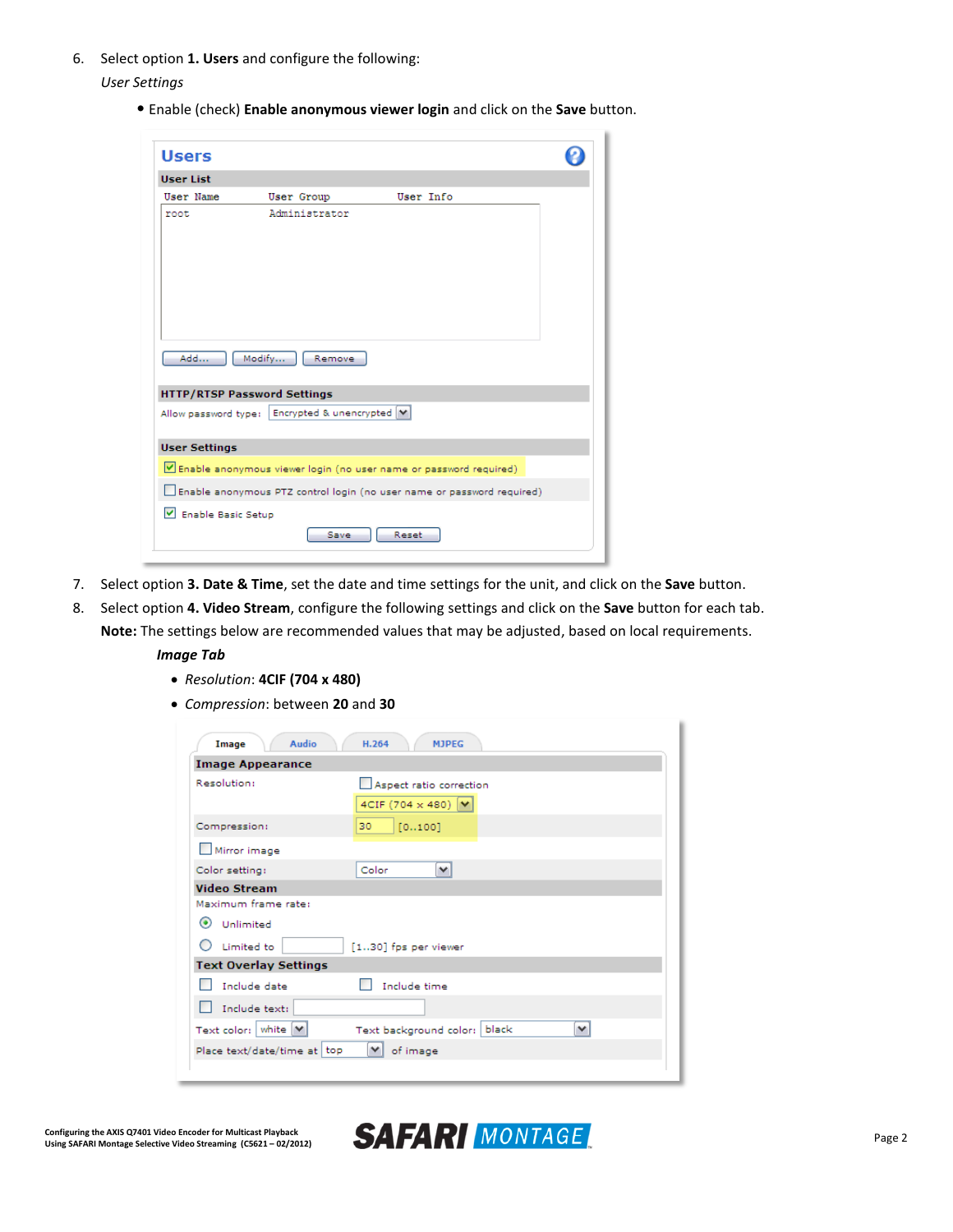6. Select option **1. Users** and configure the following:

   *User Settings*

   - Enable (check) **Enable anonymous viewer login** and click on the **Save** button.

7. Select option **3. Date & Time**, set the date and time settings for the unit, and click on the **Save** button.
8. Select option **4. Video Stream**, configure the following settings and click on the **Save** button for each tab.

   **Note:** The settings below are recommended values that may be adjusted, based on local requirements.

   ***Image Tab***

   - *Resolution*: **4CIF (704 x 480)**
   - *Compression*: between **20** and **30**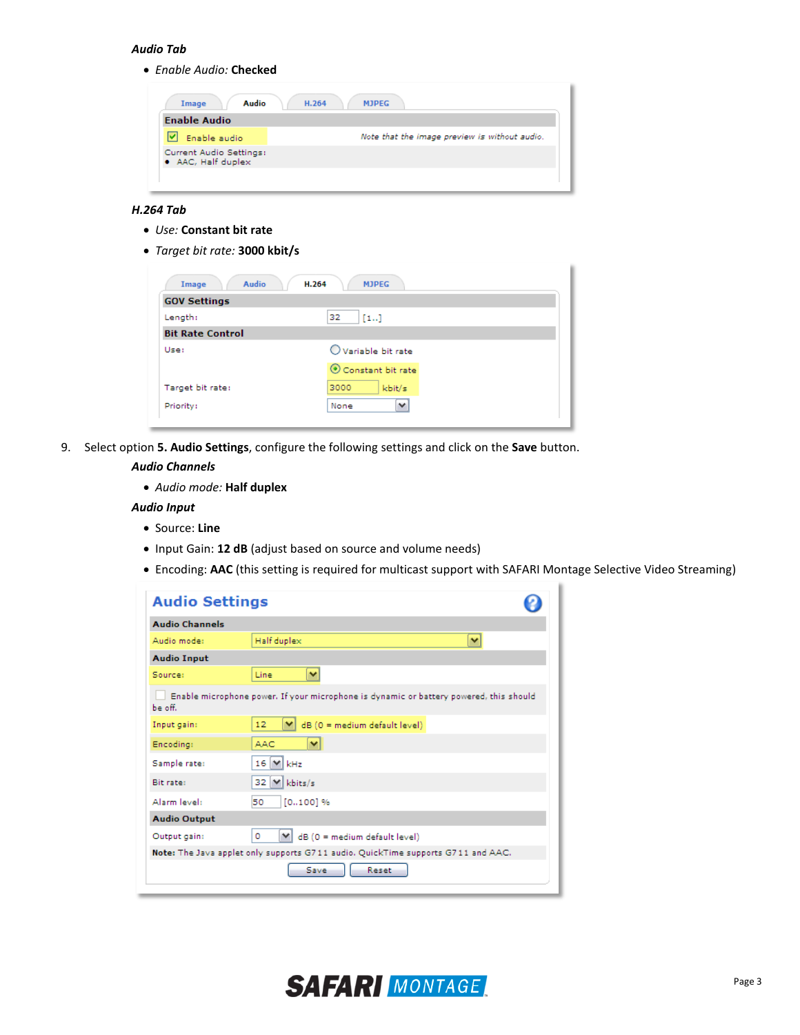***Audio Tab***

- *Enable Audio:* **Checked**

***H.264 Tab***

- *Use:* **Constant bit rate**
- *Target bit rate:* **3000 kbit/s**

9. Select option **5. Audio Settings**, configure the following settings and click on the **Save** button.

***Audio Channels***

- *Audio mode:* **Half duplex**

***Audio Input***

- Source: **Line**
- Input Gain: **12 dB** (adjust based on source and volume needs)
- Encoding: **AAC** (this setting is required for multicast support with SAFARI Montage Selective Video Streaming)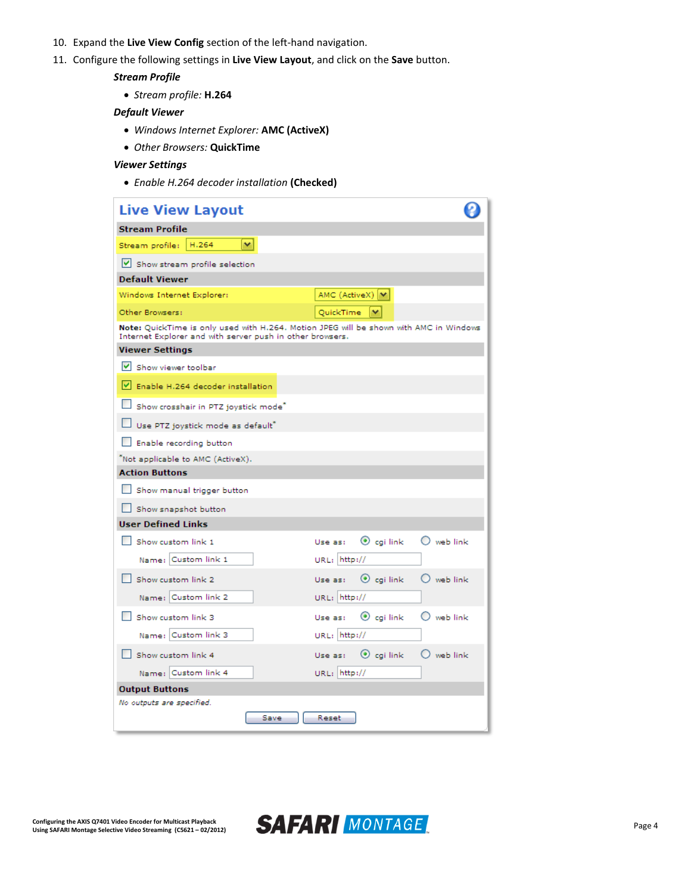10. Expand the **Live View Config** section of the left-hand navigation.
11. Configure the following settings in **Live View Layout**, and click on the **Save** button.

***Stream Profile***

- *Stream profile:* **H.264**

***Default Viewer***

- *Windows Internet Explorer:* **AMC (ActiveX)**
- *Other Browsers:* **QuickTime**

***Viewer Settings***

- *Enable H.264 decoder installation* **(Checked)**

## Live View Layout

**Stream Profile**

Stream profile: H.264

☑ Show stream profile selection

**Default Viewer**

Windows Internet Explorer: AMC (ActiveX)

Other Browsers: QuickTime

**Note:** QuickTime is only used with H.264. Motion JPEG will be shown with AMC in Windows Internet Explorer and with server push in other browsers.

**Viewer Settings**

☑ Show viewer toolbar

☑ Enable H.264 decoder installation

☐ Show crosshair in PTZ joystick mode*

☐ Use PTZ joystick mode as default*

☐ Enable recording button

*Not applicable to AMC (ActiveX).

**Action Buttons**

☐ Show manual trigger button

☐ Show snapshot button

**User Defined Links**

| | | | |
|---|---|---|---|
| ☐ Show custom link 1 | Name: Custom link 1 | Use as: ◉ cgi link ○ web link | URL: http:// |
| ☐ Show custom link 2 | Name: Custom link 2 | Use as: ◉ cgi link ○ web link | URL: http:// |
| ☐ Show custom link 3 | Name: Custom link 3 | Use as: ◉ cgi link ○ web link | URL: http:// |
| ☐ Show custom link 4 | Name: Custom link 4 | Use as: ◉ cgi link ○ web link | URL: http:// |

**Output Buttons**

*No outputs are specified.*

Save | Reset

Configuring the AXIS Q7401 Video Encoder for Multicast Playback
Using SAFARI Montage Selective Video Streaming (C5621 – 02/2012)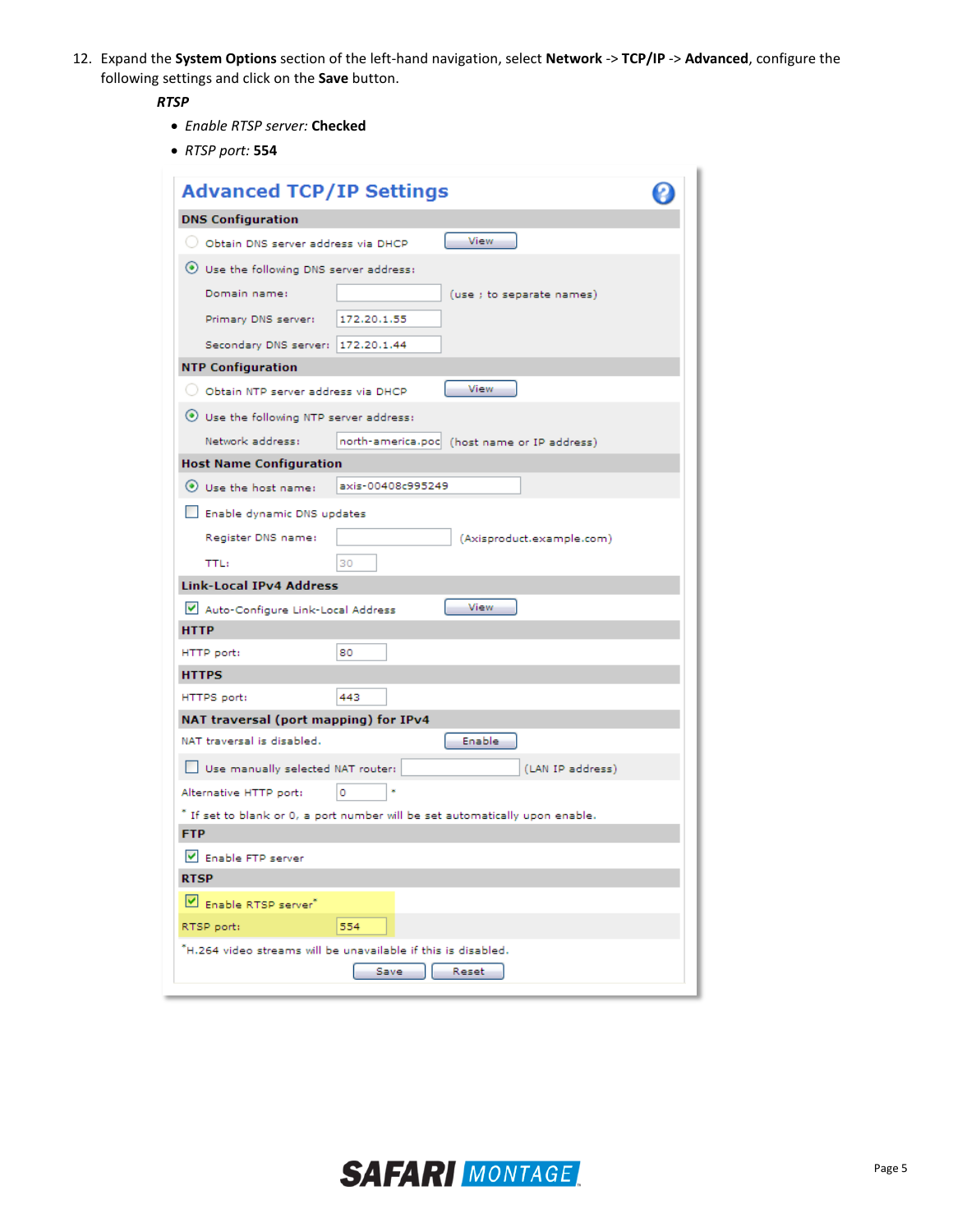12. Expand the **System Options** section of the left-hand navigation, select **Network** -> **TCP/IP** -> **Advanced**, configure the following settings and click on the **Save** button.

    ***RTSP***

    - *Enable RTSP server:* **Checked**
    - *RTSP port:* **554**

## Advanced TCP/IP Settings

**DNS Configuration**

- ○ Obtain DNS server address via DHCP [View]
- ◉ Use the following DNS server address:
  - Domain name: (use ; to separate names)
  - Primary DNS server: 172.20.1.55
  - Secondary DNS server: 172.20.1.44

**NTP Configuration**

- ○ Obtain NTP server address via DHCP [View]
- ◉ Use the following NTP server address:
  - Network address: north-america.poo (host name or IP address)

**Host Name Configuration**

- ◉ Use the host name: axis-00408c995249
- ☐ Enable dynamic DNS updates
  - Register DNS name: (Axisproduct.example.com)
  - TTL: 30

**Link-Local IPv4 Address**

- ☑ Auto-Configure Link-Local Address [View]

**HTTP**

HTTP port: 80

**HTTPS**

HTTPS port: 443

**NAT traversal (port mapping) for IPv4**

NAT traversal is disabled. [Enable]

- ☐ Use manually selected NAT router: (LAN IP address)

Alternative HTTP port: 0 *

* If set to blank or 0, a port number will be set automatically upon enable.

**FTP**

- ☑ Enable FTP server

**RTSP**

- ☑ Enable RTSP server*

RTSP port: 554

*H.264 video streams will be unavailable if this is disabled.

[Save] [Reset]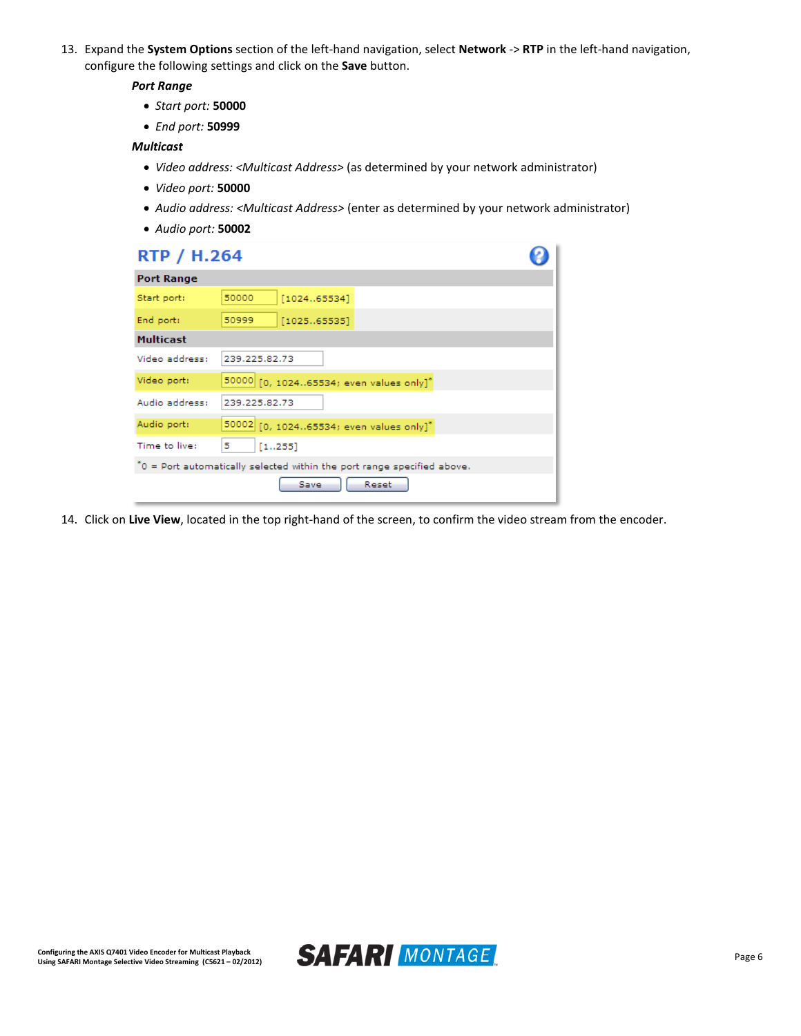13. Expand the **System Options** section of the left-hand navigation, select **Network** -> **RTP** in the left-hand navigation, configure the following settings and click on the **Save** button.

    ***Port Range***

    - *Start port:* **50000**
    - *End port:* **50999**

    ***Multicast***

    - *Video address: <Multicast Address>* (as determined by your network administrator)
    - *Video port:* **50000**
    - *Audio address: <Multicast Address>* (enter as determined by your network administrator)
    - *Audio port:* **50002**

**RTP / H.264**

| Port Range | | |
|---|---|---|
| Start port: | 50000 | [1024..65534] |
| End port: | 50999 | [1025..65535] |
| **Multicast** | | |
| Video address: | 239.225.82.73 | |
| Video port: | 50000 | [0, 1024..65534; even values only]* |
| Audio address: | 239.225.82.73 | |
| Audio port: | 50002 | [0, 1024..65534; even values only]* |
| Time to live: | 5 | [1..255] |

*0 = Port automatically selected within the port range specified above.

Save | Reset

14. Click on **Live View**, located in the top right-hand of the screen, to confirm the video stream from the encoder.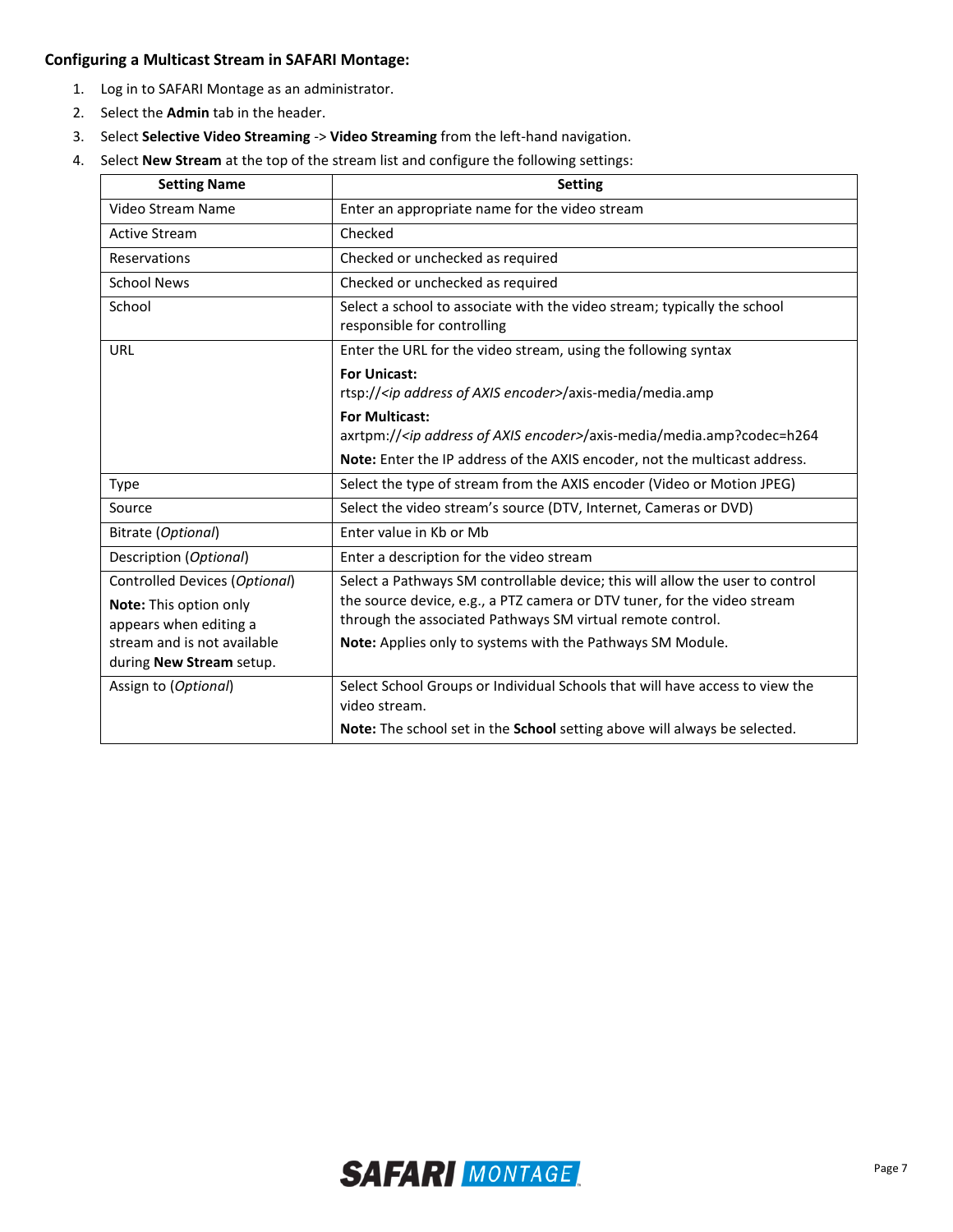**Configuring a Multicast Stream in SAFARI Montage:**

1. Log in to SAFARI Montage as an administrator.
2. Select the **Admin** tab in the header.
3. Select **Selective Video Streaming** -> **Video Streaming** from the left-hand navigation.
4. Select **New Stream** at the top of the stream list and configure the following settings:

| Setting Name | Setting |
|---|---|
| Video Stream Name | Enter an appropriate name for the video stream |
| Active Stream | Checked |
| Reservations | Checked or unchecked as required |
| School News | Checked or unchecked as required |
| School | Select a school to associate with the video stream; typically the school responsible for controlling |
| URL | Enter the URL for the video stream, using the following syntax<br>**For Unicast:**<br>rtsp://<*ip address of AXIS encoder*>/axis-media/media.amp<br>**For Multicast:**<br>axrtpm://<*ip address of AXIS encoder*>/axis-media/media.amp?codec=h264<br>**Note:** Enter the IP address of the AXIS encoder, not the multicast address. |
| Type | Select the type of stream from the AXIS encoder (Video or Motion JPEG) |
| Source | Select the video stream's source (DTV, Internet, Cameras or DVD) |
| Bitrate (*Optional*) | Enter value in Kb or Mb |
| Description (*Optional*) | Enter a description for the video stream |
| Controlled Devices (*Optional*)<br>**Note:** This option only appears when editing a stream and is not available during **New Stream** setup. | Select a Pathways SM controllable device; this will allow the user to control the source device, e.g., a PTZ camera or DTV tuner, for the video stream through the associated Pathways SM virtual remote control.<br>**Note:** Applies only to systems with the Pathways SM Module. |
| Assign to (*Optional*) | Select School Groups or Individual Schools that will have access to view the video stream.<br>**Note:** The school set in the **School** setting above will always be selected. |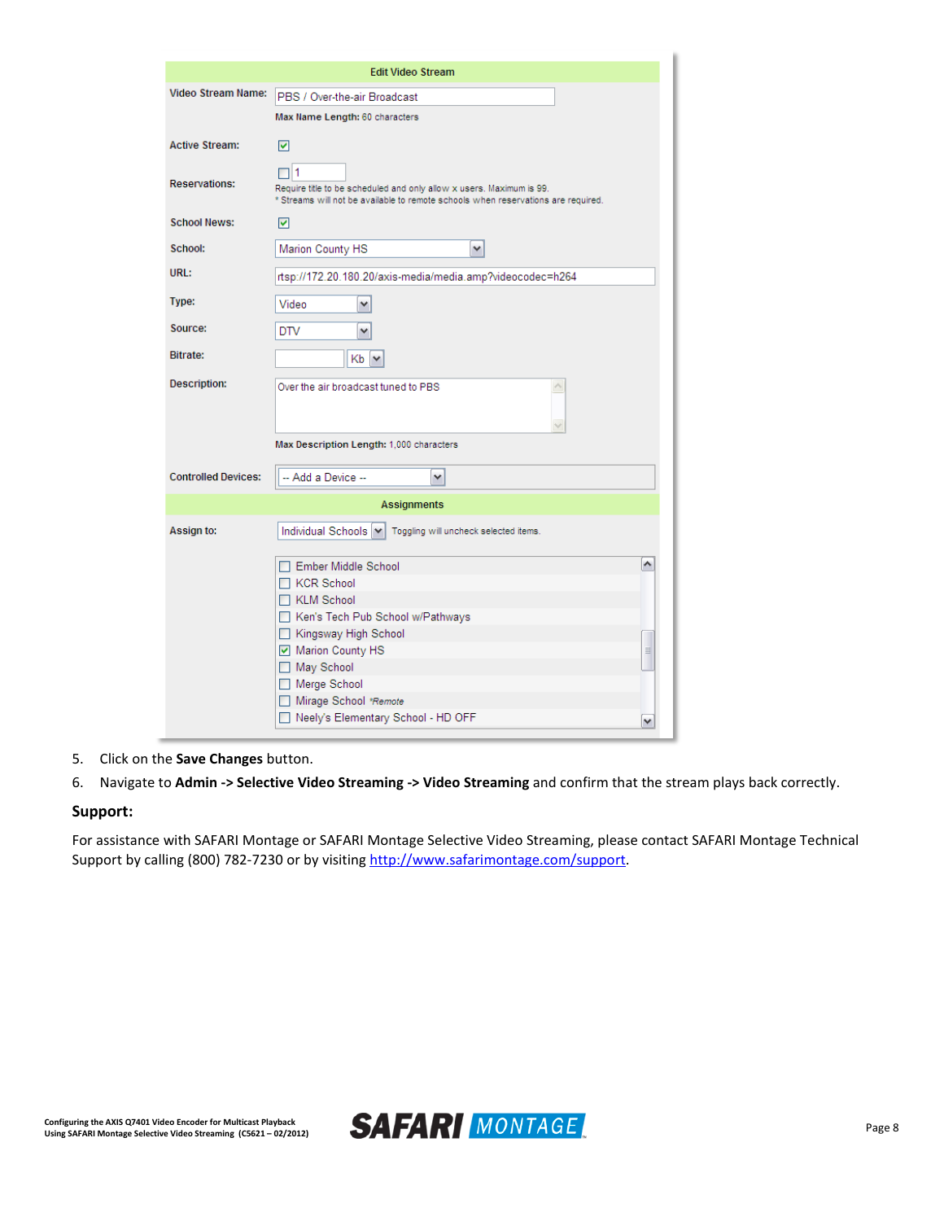**Edit Video Stream**

Video Stream Name: PBS / Over-the-air Broadcast
Max Name Length: 60 characters

Active Stream: ☑

Reservations: ☐ 1
Require title to be scheduled and only allow x users. Maximum is 99.
* Streams will not be available to remote schools when reservations are required.

School News: ☑

School: Marion County HS

URL: rtsp://172.20.180.20/axis-media/media.amp?videocodec=h264

Type: Video

Source: DTV

Bitrate: Kb

Description: Over the air broadcast tuned to PBS
Max Description Length: 1,000 characters

Controlled Devices: -- Add a Device --

**Assignments**

Assign to: Individual Schools — Toggling will uncheck selected items.

- ☐ Ember Middle School
- ☐ KCR School
- ☐ KLM School
- ☐ Ken's Tech Pub School w/Pathways
- ☐ Kingsway High School
- ☑ Marion County HS
- ☐ May School
- ☐ Merge School
- ☐ Mirage School *Remote
- ☐ Neely's Elementary School - HD OFF

5. Click on the **Save Changes** button.
6. Navigate to **Admin -> Selective Video Streaming -> Video Streaming** and confirm that the stream plays back correctly.

**Support:**

For assistance with SAFARI Montage or SAFARI Montage Selective Video Streaming, please contact SAFARI Montage Technical Support by calling (800) 782-7230 or by visiting http://www.safarimontage.com/support.